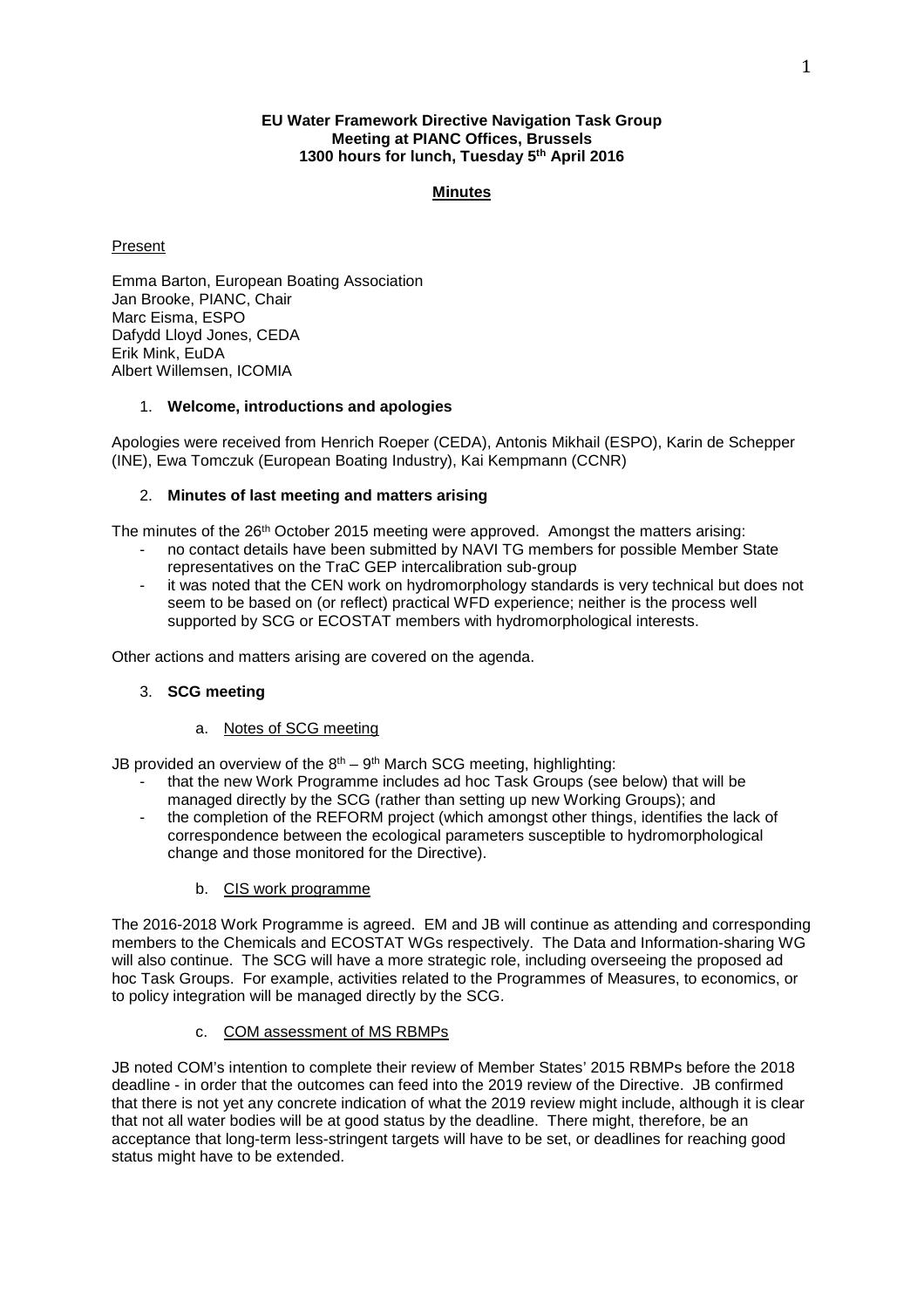**EU Water Framework Directive Navigation Task Group**
**Meeting at PIANC Offices, Brussels**
**1300 hours for lunch, Tuesday 5th April 2016**

**Minutes**

Present

Emma Barton, European Boating Association
Jan Brooke, PIANC, Chair
Marc Eisma, ESPO
Dafydd Lloyd Jones, CEDA
Erik Mink, EuDA
Albert Willemsen, ICOMIA

1. **Welcome, introductions and apologies**

Apologies were received from Henrich Roeper (CEDA), Antonis Mikhail (ESPO), Karin de Schepper (INE), Ewa Tomczuk (European Boating Industry), Kai Kempmann (CCNR)

2. **Minutes of last meeting and matters arising**

The minutes of the 26th October 2015 meeting were approved. Amongst the matters arising:

- no contact details have been submitted by NAVI TG members for possible Member State representatives on the TraC GEP intercalibration sub-group
- it was noted that the CEN work on hydromorphology standards is very technical but does not seem to be based on (or reflect) practical WFD experience; neither is the process well supported by SCG or ECOSTAT members with hydromorphological interests.

Other actions and matters arising are covered on the agenda.

3. **SCG meeting**

a. Notes of SCG meeting

JB provided an overview of the 8th – 9th March SCG meeting, highlighting:

- that the new Work Programme includes ad hoc Task Groups (see below) that will be managed directly by the SCG (rather than setting up new Working Groups); and
- the completion of the REFORM project (which amongst other things, identifies the lack of correspondence between the ecological parameters susceptible to hydromorphological change and those monitored for the Directive).

b. CIS work programme

The 2016-2018 Work Programme is agreed. EM and JB will continue as attending and corresponding members to the Chemicals and ECOSTAT WGs respectively. The Data and Information-sharing WG will also continue. The SCG will have a more strategic role, including overseeing the proposed ad hoc Task Groups. For example, activities related to the Programmes of Measures, to economics, or to policy integration will be managed directly by the SCG.

c. COM assessment of MS RBMPs

JB noted COM's intention to complete their review of Member States' 2015 RBMPs before the 2018 deadline - in order that the outcomes can feed into the 2019 review of the Directive. JB confirmed that there is not yet any concrete indication of what the 2019 review might include, although it is clear that not all water bodies will be at good status by the deadline. There might, therefore, be an acceptance that long-term less-stringent targets will have to be set, or deadlines for reaching good status might have to be extended.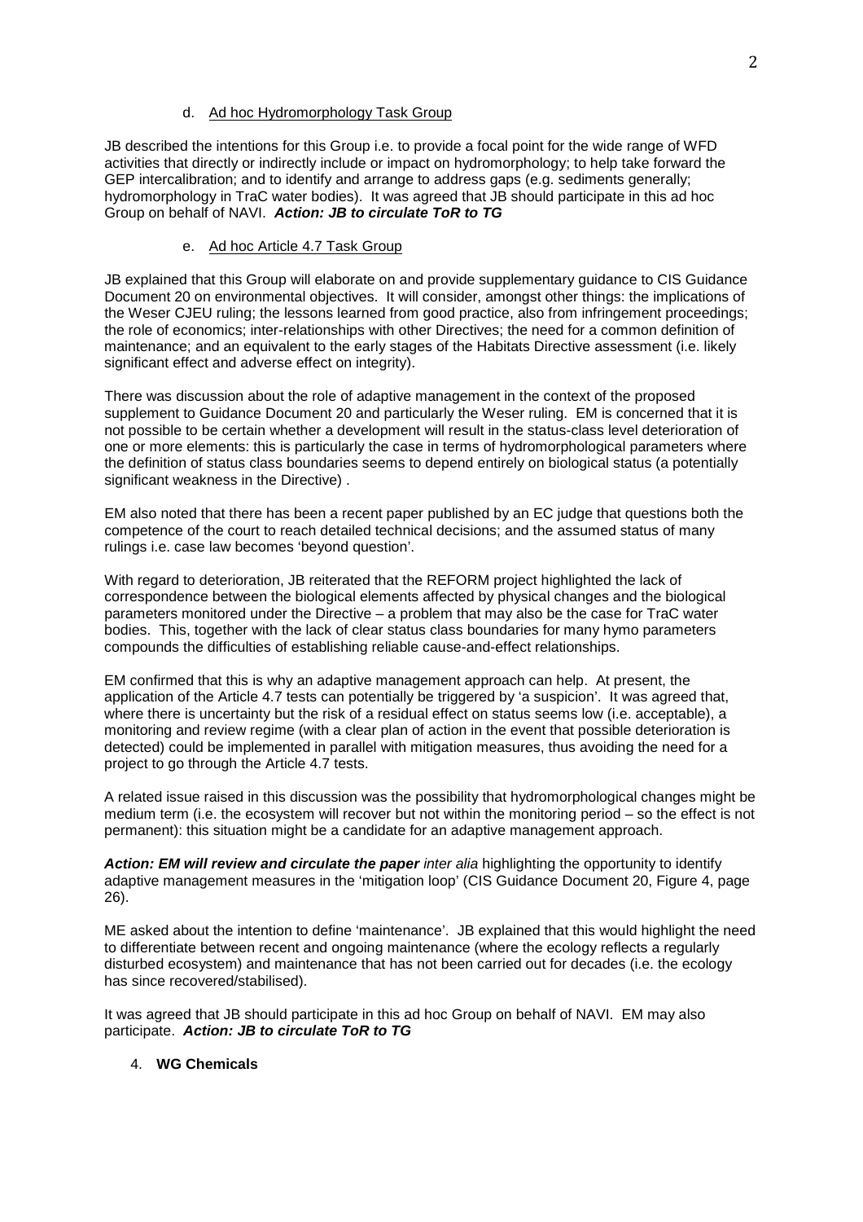d. <u>Ad hoc Hydromorphology Task Group</u>

JB described the intentions for this Group i.e. to provide a focal point for the wide range of WFD activities that directly or indirectly include or impact on hydromorphology; to help take forward the GEP intercalibration; and to identify and arrange to address gaps (e.g. sediments generally; hydromorphology in TraC water bodies). It was agreed that JB should participate in this ad hoc Group on behalf of NAVI. ***Action: JB to circulate ToR to TG***

e. <u>Ad hoc Article 4.7 Task Group</u>

JB explained that this Group will elaborate on and provide supplementary guidance to CIS Guidance Document 20 on environmental objectives. It will consider, amongst other things: the implications of the Weser CJEU ruling; the lessons learned from good practice, also from infringement proceedings; the role of economics; inter-relationships with other Directives; the need for a common definition of maintenance; and an equivalent to the early stages of the Habitats Directive assessment (i.e. likely significant effect and adverse effect on integrity).

There was discussion about the role of adaptive management in the context of the proposed supplement to Guidance Document 20 and particularly the Weser ruling. EM is concerned that it is not possible to be certain whether a development will result in the status-class level deterioration of one or more elements: this is particularly the case in terms of hydromorphological parameters where the definition of status class boundaries seems to depend entirely on biological status (a potentially significant weakness in the Directive) .

EM also noted that there has been a recent paper published by an EC judge that questions both the competence of the court to reach detailed technical decisions; and the assumed status of many rulings i.e. case law becomes 'beyond question'.

With regard to deterioration, JB reiterated that the REFORM project highlighted the lack of correspondence between the biological elements affected by physical changes and the biological parameters monitored under the Directive – a problem that may also be the case for TraC water bodies. This, together with the lack of clear status class boundaries for many hymo parameters compounds the difficulties of establishing reliable cause-and-effect relationships.

EM confirmed that this is why an adaptive management approach can help. At present, the application of the Article 4.7 tests can potentially be triggered by 'a suspicion'. It was agreed that, where there is uncertainty but the risk of a residual effect on status seems low (i.e. acceptable), a monitoring and review regime (with a clear plan of action in the event that possible deterioration is detected) could be implemented in parallel with mitigation measures, thus avoiding the need for a project to go through the Article 4.7 tests.

A related issue raised in this discussion was the possibility that hydromorphological changes might be medium term (i.e. the ecosystem will recover but not within the monitoring period – so the effect is not permanent): this situation might be a candidate for an adaptive management approach.

***Action: EM will review and circulate the paper*** *inter alia* highlighting the opportunity to identify adaptive management measures in the 'mitigation loop' (CIS Guidance Document 20, Figure 4, page 26).

ME asked about the intention to define 'maintenance'. JB explained that this would highlight the need to differentiate between recent and ongoing maintenance (where the ecology reflects a regularly disturbed ecosystem) and maintenance that has not been carried out for decades (i.e. the ecology has since recovered/stabilised).

It was agreed that JB should participate in this ad hoc Group on behalf of NAVI. EM may also participate. ***Action: JB to circulate ToR to TG***

4. **WG Chemicals**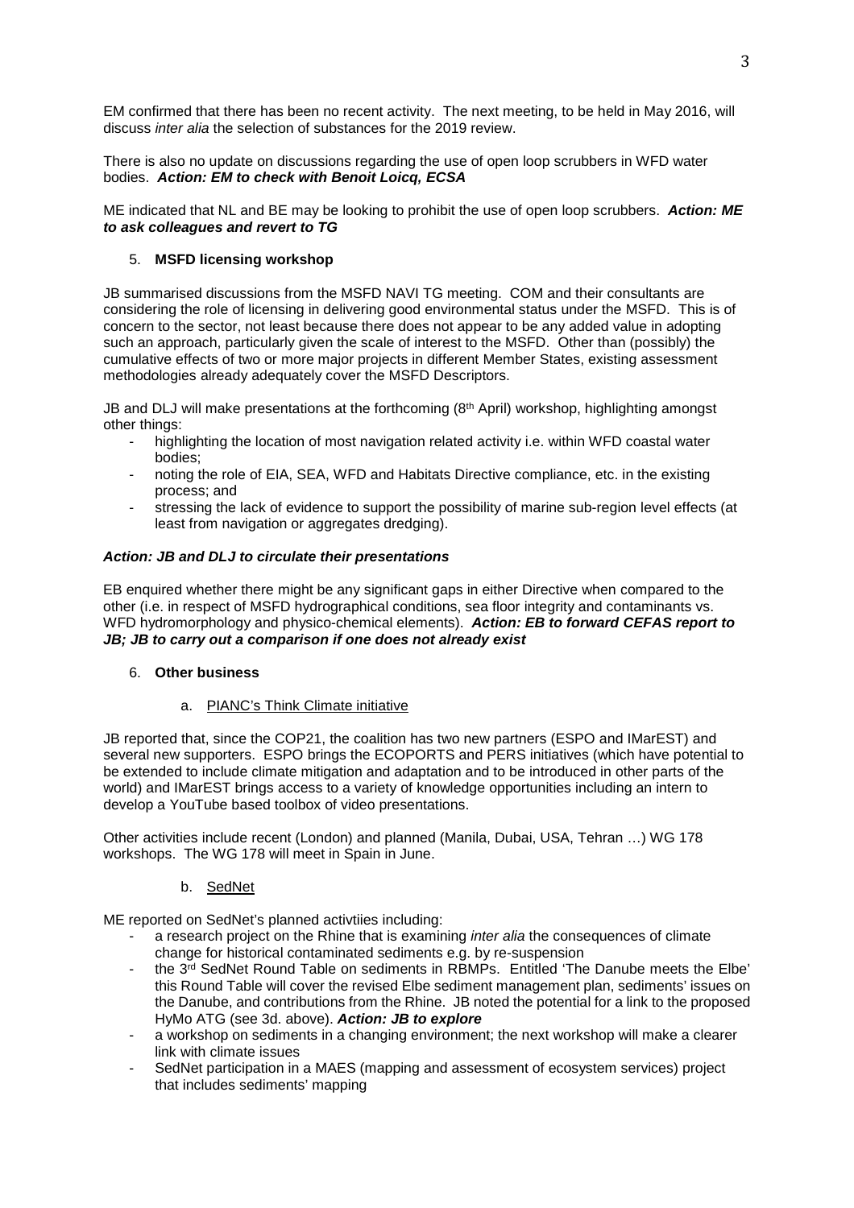EM confirmed that there has been no recent activity. The next meeting, to be held in May 2016, will discuss *inter alia* the selection of substances for the 2019 review.

There is also no update on discussions regarding the use of open loop scrubbers in WFD water bodies. ***Action: EM to check with Benoit Loicq, ECSA***

ME indicated that NL and BE may be looking to prohibit the use of open loop scrubbers. ***Action: ME to ask colleagues and revert to TG***

5. **MSFD licensing workshop**

JB summarised discussions from the MSFD NAVI TG meeting. COM and their consultants are considering the role of licensing in delivering good environmental status under the MSFD. This is of concern to the sector, not least because there does not appear to be any added value in adopting such an approach, particularly given the scale of interest to the MSFD. Other than (possibly) the cumulative effects of two or more major projects in different Member States, existing assessment methodologies already adequately cover the MSFD Descriptors.

JB and DLJ will make presentations at the forthcoming (8th April) workshop, highlighting amongst other things:

- highlighting the location of most navigation related activity i.e. within WFD coastal water bodies;
- noting the role of EIA, SEA, WFD and Habitats Directive compliance, etc. in the existing process; and
- stressing the lack of evidence to support the possibility of marine sub-region level effects (at least from navigation or aggregates dredging).

***Action: JB and DLJ to circulate their presentations***

EB enquired whether there might be any significant gaps in either Directive when compared to the other (i.e. in respect of MSFD hydrographical conditions, sea floor integrity and contaminants vs. WFD hydromorphology and physico-chemical elements). ***Action: EB to forward CEFAS report to JB; JB to carry out a comparison if one does not already exist***

6. **Other business**

a. PIANC's Think Climate initiative

JB reported that, since the COP21, the coalition has two new partners (ESPO and IMarEST) and several new supporters. ESPO brings the ECOPORTS and PERS initiatives (which have potential to be extended to include climate mitigation and adaptation and to be introduced in other parts of the world) and IMarEST brings access to a variety of knowledge opportunities including an intern to develop a YouTube based toolbox of video presentations.

Other activities include recent (London) and planned (Manila, Dubai, USA, Tehran …) WG 178 workshops. The WG 178 will meet in Spain in June.

b. SedNet

ME reported on SedNet's planned activtiies including:

- a research project on the Rhine that is examining *inter alia* the consequences of climate change for historical contaminated sediments e.g. by re-suspension
- the 3rd SedNet Round Table on sediments in RBMPs. Entitled 'The Danube meets the Elbe' this Round Table will cover the revised Elbe sediment management plan, sediments' issues on the Danube, and contributions from the Rhine. JB noted the potential for a link to the proposed HyMo ATG (see 3d. above). ***Action: JB to explore***
- a workshop on sediments in a changing environment; the next workshop will make a clearer link with climate issues
- SedNet participation in a MAES (mapping and assessment of ecosystem services) project that includes sediments' mapping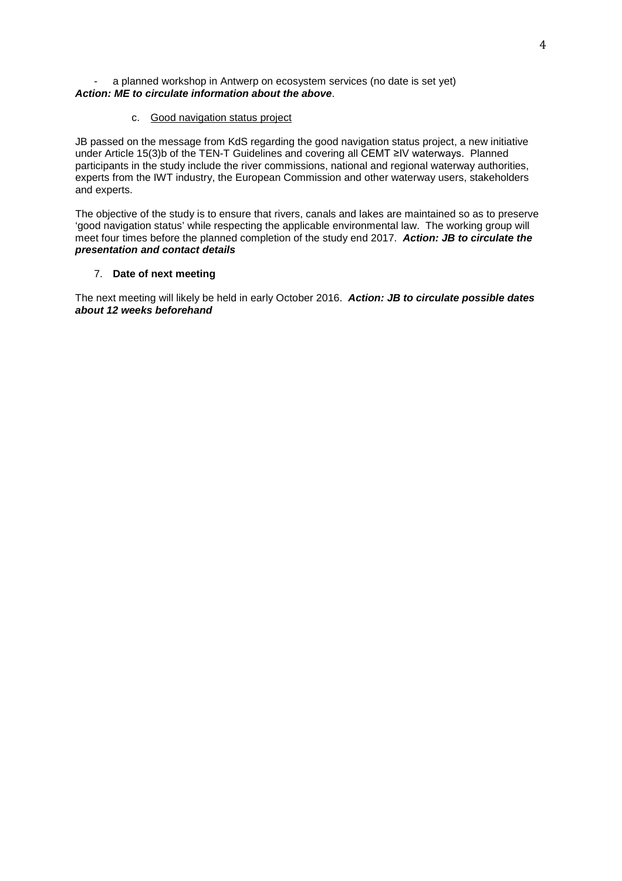- a planned workshop in Antwerp on ecosystem services (no date is set yet)

***Action: ME to circulate information about the above***.

c. Good navigation status project

JB passed on the message from KdS regarding the good navigation status project, a new initiative under Article 15(3)b of the TEN-T Guidelines and covering all CEMT ≥IV waterways. Planned participants in the study include the river commissions, national and regional waterway authorities, experts from the IWT industry, the European Commission and other waterway users, stakeholders and experts.

The objective of the study is to ensure that rivers, canals and lakes are maintained so as to preserve 'good navigation status' while respecting the applicable environmental law. The working group will meet four times before the planned completion of the study end 2017. ***Action: JB to circulate the presentation and contact details***

7. **Date of next meeting**

The next meeting will likely be held in early October 2016. ***Action: JB to circulate possible dates about 12 weeks beforehand***